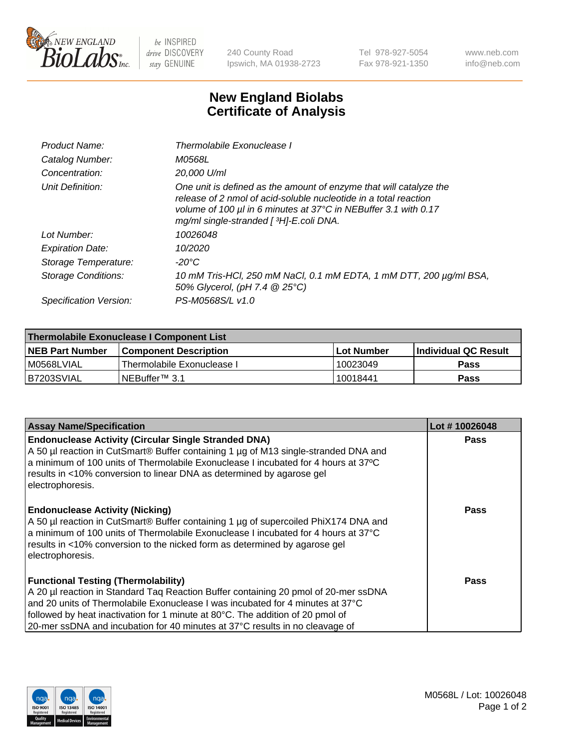# New England Biolabs
# Certificate of Analysis

| | |
|---|---|
| *Product Name:* | *Thermolabile Exonuclease I* |
| *Catalog Number:* | *M0568L* |
| *Concentration:* | *20,000 U/ml* |
| *Unit Definition:* | *One unit is defined as the amount of enzyme that will catalyze the release of 2 nmol of acid-soluble nucleotide in a total reaction volume of 100 µl in 6 minutes at 37°C in NEBuffer 3.1 with 0.17 mg/ml single-stranded [ $^3$H]-E.coli DNA.* |
| *Lot Number:* | *10026048* |
| *Expiration Date:* | *10/2020* |
| *Storage Temperature:* | *-20°C* |
| *Storage Conditions:* | *10 mM Tris-HCl, 250 mM NaCl, 0.1 mM EDTA, 1 mM DTT, 200 µg/ml BSA, 50% Glycerol, (pH 7.4 @ 25°C)* |
| *Specification Version:* | *PS-M0568S/L v1.0* |

| Thermolabile Exonuclease I Component List | | | |
|---|---|---|---|
| **NEB Part Number** | **Component Description** | **Lot Number** | **Individual QC Result** |
| M0568LVIAL | Thermolabile Exonuclease I | 10023049 | **Pass** |
| B7203SVIAL | NEBuffer™ 3.1 | 10018441 | **Pass** |

| Assay Name/Specification | Lot # 10026048 |
|---|---|
| **Endonuclease Activity (Circular Single Stranded DNA)**<br>A 50 µl reaction in CutSmart® Buffer containing 1 µg of M13 single-stranded DNA and a minimum of 100 units of Thermolabile Exonuclease I incubated for 4 hours at 37ºC results in <10% conversion to linear DNA as determined by agarose gel electrophoresis. | **Pass** |
| **Endonuclease Activity (Nicking)**<br>A 50 µl reaction in CutSmart® Buffer containing 1 µg of supercoiled PhiX174 DNA and a minimum of 100 units of Thermolabile Exonuclease I incubated for 4 hours at 37°C results in <10% conversion to the nicked form as determined by agarose gel electrophoresis. | **Pass** |
| **Functional Testing (Thermolability)**<br>A 20 µl reaction in Standard Taq Reaction Buffer containing 20 pmol of 20-mer ssDNA and 20 units of Thermolabile Exonuclease I was incubated for 4 minutes at 37°C followed by heat inactivation for 1 minute at 80°C. The addition of 20 pmol of 20-mer ssDNA and incubation for 40 minutes at 37°C results in no cleavage of | **Pass** |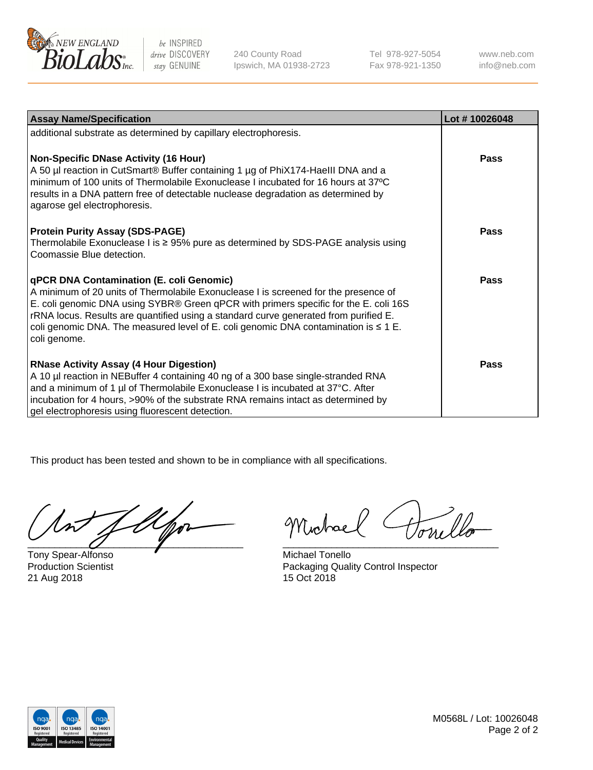| Assay Name/Specification | Lot # 10026048 |
|---|---|
| additional substrate as determined by capillary electrophoresis. | |
| **Non-Specific DNase Activity (16 Hour)**<br>A 50 µl reaction in CutSmart® Buffer containing 1 µg of PhiX174-HaeIII DNA and a minimum of 100 units of Thermolabile Exonuclease I incubated for 16 hours at 37ºC results in a DNA pattern free of detectable nuclease degradation as determined by agarose gel electrophoresis. | **Pass** |
| **Protein Purity Assay (SDS-PAGE)**<br>Thermolabile Exonuclease I is ≥ 95% pure as determined by SDS-PAGE analysis using Coomassie Blue detection. | **Pass** |
| **qPCR DNA Contamination (E. coli Genomic)**<br>A minimum of 20 units of Thermolabile Exonuclease I is screened for the presence of E. coli genomic DNA using SYBR® Green qPCR with primers specific for the E. coli 16S rRNA locus. Results are quantified using a standard curve generated from purified E. coli genomic DNA. The measured level of E. coli genomic DNA contamination is ≤ 1 E. coli genome. | **Pass** |
| **RNase Activity Assay (4 Hour Digestion)**<br>A 10 µl reaction in NEBuffer 4 containing 40 ng of a 300 base single-stranded RNA and a minimum of 1 µl of Thermolabile Exonuclease I is incubated at 37°C. After incubation for 4 hours, >90% of the substrate RNA remains intact as determined by gel electrophoresis using fluorescent detection. | **Pass** |

This product has been tested and shown to be in compliance with all specifications.

Tony Spear-Alfonso
Production Scientist
21 Aug 2018

Michael Tonello
Packaging Quality Control Inspector
15 Oct 2018

M0568L / Lot: 10026048